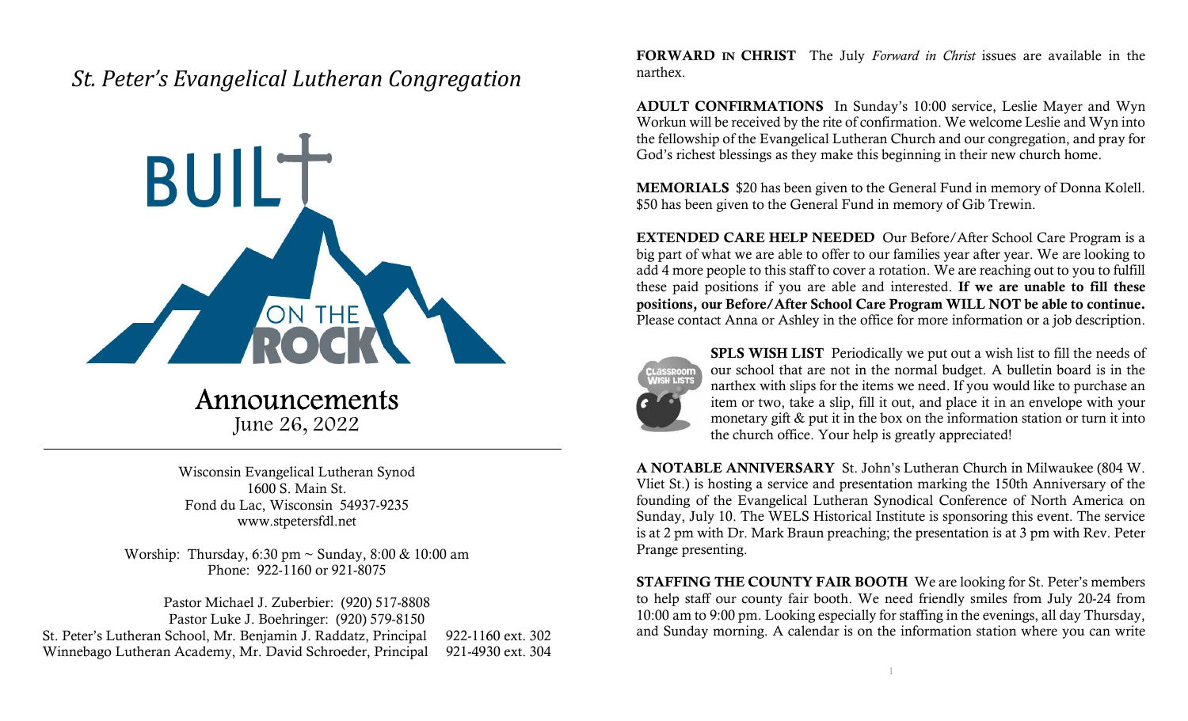# *St. Peter's Evangelical Lutheran Congregation*

BUILT ON THE ROCK

## Announcements

June 26, 2022

---

Wisconsin Evangelical Lutheran Synod
1600 S. Main St.
Fond du Lac, Wisconsin 54937-9235
www.stpetersfdl.net

Worship: Thursday, 6:30 pm ~ Sunday, 8:00 & 10:00 am
Phone: 922-1160 or 921-8075

Pastor Michael J. Zuberbier: (920) 517-8808
Pastor Luke J. Boehringer: (920) 579-8150
St. Peter's Lutheran School, Mr. Benjamin J. Raddatz, Principal 922-1160 ext. 302
Winnebago Lutheran Academy, Mr. David Schroeder, Principal 921-4930 ext. 304

**FORWARD IN CHRIST** The July *Forward in Christ* issues are available in the narthex.

**ADULT CONFIRMATIONS** In Sunday's 10:00 service, Leslie Mayer and Wyn Workun will be received by the rite of confirmation. We welcome Leslie and Wyn into the fellowship of the Evangelical Lutheran Church and our congregation, and pray for God's richest blessings as they make this beginning in their new church home.

**MEMORIALS** $20 has been given to the General Fund in memory of Donna Kolell. $50 has been given to the General Fund in memory of Gib Trewin.

**EXTENDED CARE HELP NEEDED** Our Before/After School Care Program is a big part of what we are able to offer to our families year after year. We are looking to add 4 more people to this staff to cover a rotation. We are reaching out to you to fulfill these paid positions if you are able and interested. **If we are unable to fill these positions, our Before/After School Care Program WILL NOT be able to continue.** Please contact Anna or Ashley in the office for more information or a job description.

**SPLS WISH LIST** Periodically we put out a wish list to fill the needs of our school that are not in the normal budget. A bulletin board is in the narthex with slips for the items we need. If you would like to purchase an item or two, take a slip, fill it out, and place it in an envelope with your monetary gift & put it in the box on the information station or turn it into the church office. Your help is greatly appreciated!

**A NOTABLE ANNIVERSARY** St. John's Lutheran Church in Milwaukee (804 W. Vliet St.) is hosting a service and presentation marking the 150th Anniversary of the founding of the Evangelical Lutheran Synodical Conference of North America on Sunday, July 10. The WELS Historical Institute is sponsoring this event. The service is at 2 pm with Dr. Mark Braun preaching; the presentation is at 3 pm with Rev. Peter Prange presenting.

**STAFFING THE COUNTY FAIR BOOTH** We are looking for St. Peter's members to help staff our county fair booth. We need friendly smiles from July 20-24 from 10:00 am to 9:00 pm. Looking especially for staffing in the evenings, all day Thursday, and Sunday morning. A calendar is on the information station where you can write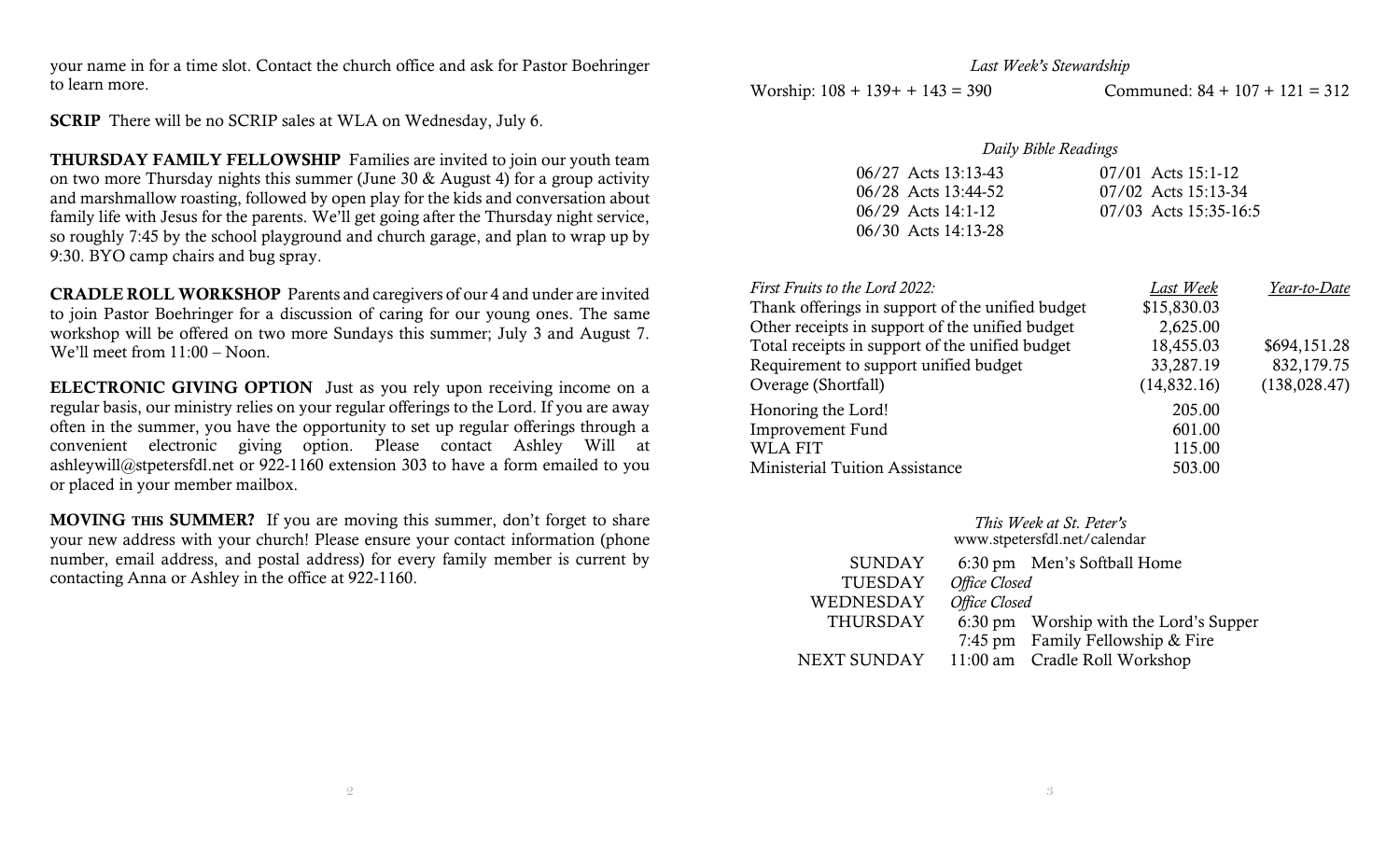your name in for a time slot. Contact the church office and ask for Pastor Boehringer to learn more.

**SCRIP** There will be no SCRIP sales at WLA on Wednesday, July 6.

**THURSDAY FAMILY FELLOWSHIP** Families are invited to join our youth team on two more Thursday nights this summer (June 30 & August 4) for a group activity and marshmallow roasting, followed by open play for the kids and conversation about family life with Jesus for the parents. We'll get going after the Thursday night service, so roughly 7:45 by the school playground and church garage, and plan to wrap up by 9:30. BYO camp chairs and bug spray.

**CRADLE ROLL WORKSHOP** Parents and caregivers of our 4 and under are invited to join Pastor Boehringer for a discussion of caring for our young ones. The same workshop will be offered on two more Sundays this summer; July 3 and August 7. We'll meet from 11:00 – Noon.

**ELECTRONIC GIVING OPTION** Just as you rely upon receiving income on a regular basis, our ministry relies on your regular offerings to the Lord. If you are away often in the summer, you have the opportunity to set up regular offerings through a convenient electronic giving option. Please contact Ashley Will at ashleywill@stpetersfdl.net or 922-1160 extension 303 to have a form emailed to you or placed in your member mailbox.

**MOVING THIS SUMMER?** If you are moving this summer, don't forget to share your new address with your church! Please ensure your contact information (phone number, email address, and postal address) for every family member is current by contacting Anna or Ashley in the office at 922-1160.

*Last Week's Stewardship*

Worship: 108 + 139+ + 143 = 390 Communed: 84 + 107 + 121 = 312

*Daily Bible Readings*

| | |
|---|---|
| 06/27 Acts 13:13-43 | 07/01 Acts 15:1-12 |
| 06/28 Acts 13:44-52 | 07/02 Acts 15:13-34 |
| 06/29 Acts 14:1-12 | 07/03 Acts 15:35-16:5 |
| 06/30 Acts 14:13-28 | |

| *First Fruits to the Lord 2022:* | *Last Week* | *Year-to-Date* |
|---|---|---|
| Thank offerings in support of the unified budget | $15,830.03 | |
| Other receipts in support of the unified budget | 2,625.00 | |
| Total receipts in support of the unified budget | 18,455.03 | $694,151.28 |
| Requirement to support unified budget | 33,287.19 | 832,179.75 |
| Overage (Shortfall) | (14,832.16) | (138,028.47) |
| Honoring the Lord! | 205.00 | |
| Improvement Fund | 601.00 | |
| WLA FIT | 115.00 | |
| Ministerial Tuition Assistance | 503.00 | |

*This Week at St. Peter's*
www.stpetersfdl.net/calendar

| | | |
|---|---|---|
| SUNDAY | 6:30 pm | Men's Softball Home |
| TUESDAY | *Office Closed* | |
| WEDNESDAY | *Office Closed* | |
| THURSDAY | 6:30 pm | Worship with the Lord's Supper |
| | 7:45 pm | Family Fellowship & Fire |
| NEXT SUNDAY | 11:00 am | Cradle Roll Workshop |